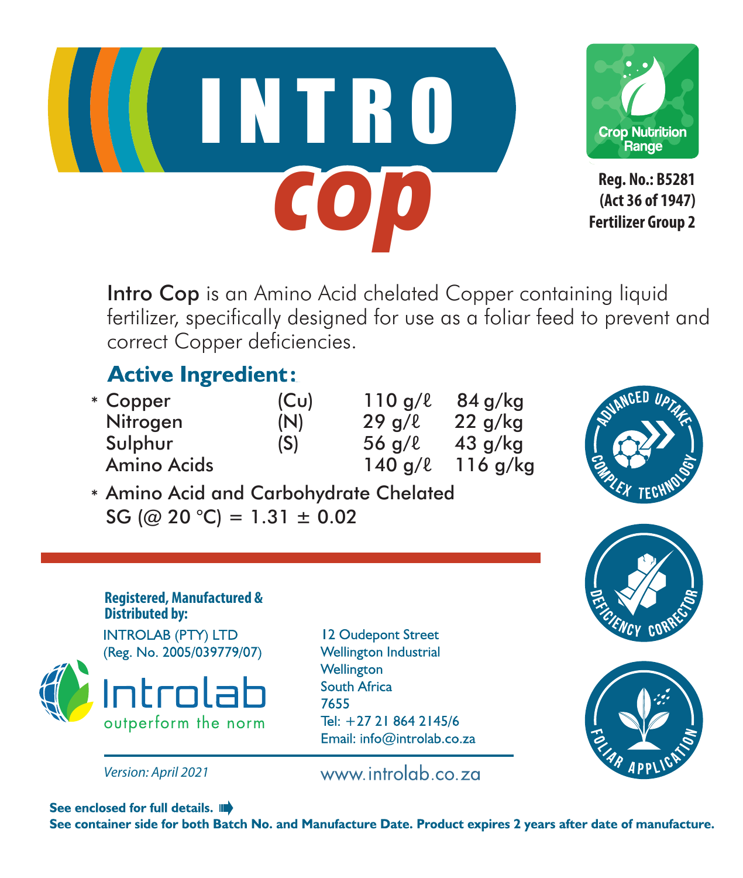# INTRO cop

Crop Nutrition Range

**Reg. No.: B5281**
**(Act 36 of 1947)**
**Fertilizer Group 2**

**Intro Cop** is an Amino Acid chelated Copper containing liquid fertilizer, specifically designed for use as a foliar feed to prevent and correct Copper deficiencies.

## Active Ingredient:

| | | | |
|---|---|---|---|
| * Copper | (Cu) | 110 g/ℓ | 84 g/kg |
| Nitrogen | (N) | 29 g/ℓ | 22 g/kg |
| Sulphur | (S) | 56 g/ℓ | 43 g/kg |
| Amino Acids | | 140 g/ℓ | 116 g/kg |

\* Amino Acid and Carbohydrate Chelated
SG (@ 20 °C) = 1.31 ± 0.02

ADVANCED UPTAKE COMPLEX TECHNOLOGY

DEFICIENCY CORRECTOR

FOLIAR APPLICATION

**Registered, Manufactured & Distributed by:**

INTROLAB (PTY) LTD
(Reg. No. 2005/039779/07)

Introlab
outperform the norm

12 Oudepont Street
Wellington Industrial
Wellington
South Africa
7655
Tel: +27 21 864 2145/6
Email: info@introlab.co.za

*Version: April 2021*

www.introlab.co.za

**See enclosed for full details.**

**See container side for both Batch No. and Manufacture Date. Product expires 2 years after date of manufacture.**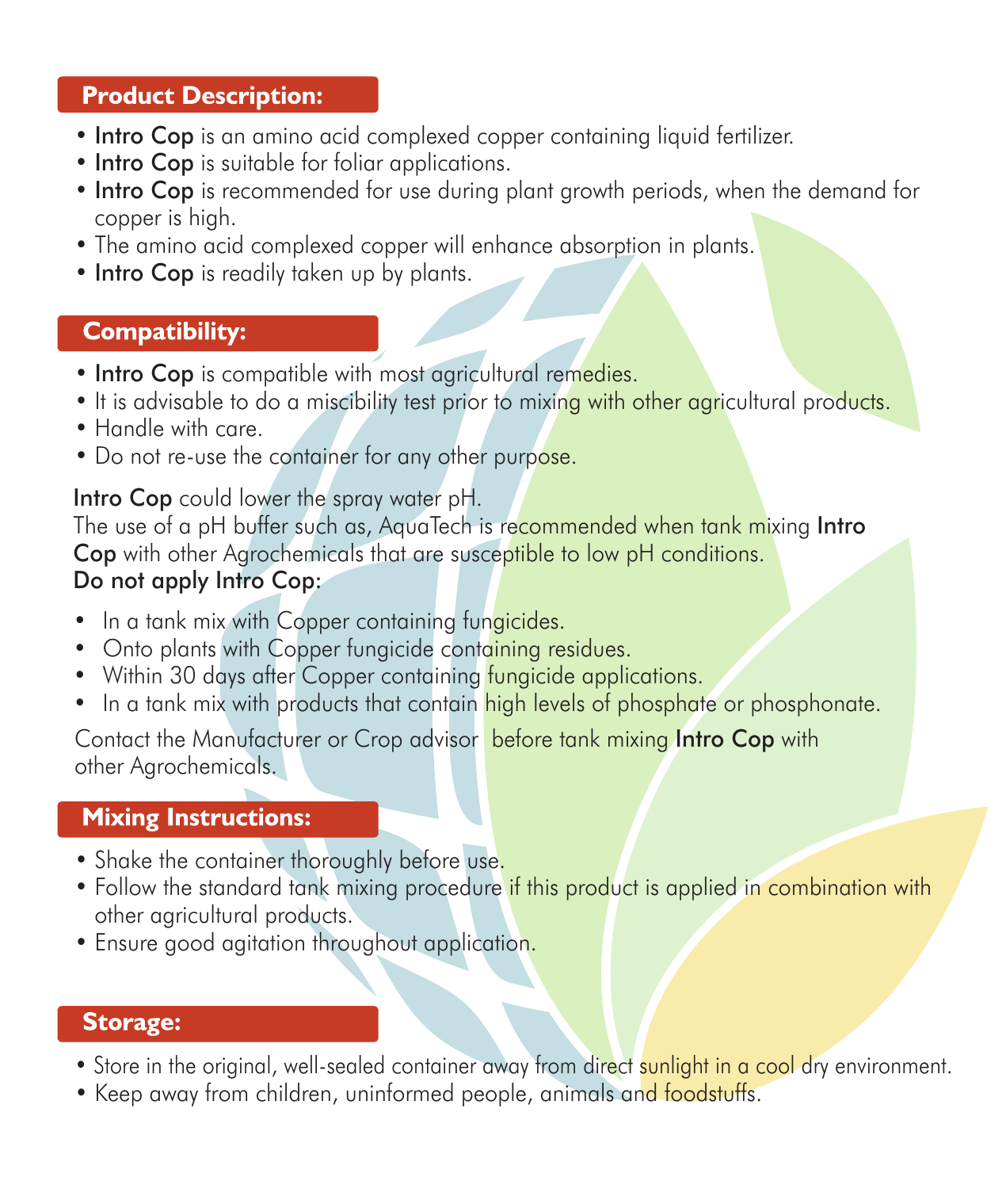## Product Description:

- **Intro Cop** is an amino acid complexed copper containing liquid fertilizer.
- **Intro Cop** is suitable for foliar applications.
- **Intro Cop** is recommended for use during plant growth periods, when the demand for copper is high.
- The amino acid complexed copper will enhance absorption in plants.
- **Intro Cop** is readily taken up by plants.

## Compatibility:

- **Intro Cop** is compatible with most agricultural remedies.
- It is advisable to do a miscibility test prior to mixing with other agricultural products.
- Handle with care.
- Do not re-use the container for any other purpose.

**Intro Cop** could lower the spray water pH.
The use of a pH buffer such as, AquaTech is recommended when tank mixing **Intro Cop** with other Agrochemicals that are susceptible to low pH conditions.

**Do not apply Intro Cop:**

- In a tank mix with Copper containing fungicides.
- Onto plants with Copper fungicide containing residues.
- Within 30 days after Copper containing fungicide applications.
- In a tank mix with products that contain high levels of phosphate or phosphonate.

Contact the Manufacturer or Crop advisor before tank mixing **Intro Cop** with other Agrochemicals.

## Mixing Instructions:

- Shake the container thoroughly before use.
- Follow the standard tank mixing procedure if this product is applied in combination with other agricultural products.
- Ensure good agitation throughout application.

## Storage:

- Store in the original, well-sealed container away from direct sunlight in a cool dry environment.
- Keep away from children, uninformed people, animals and foodstuffs.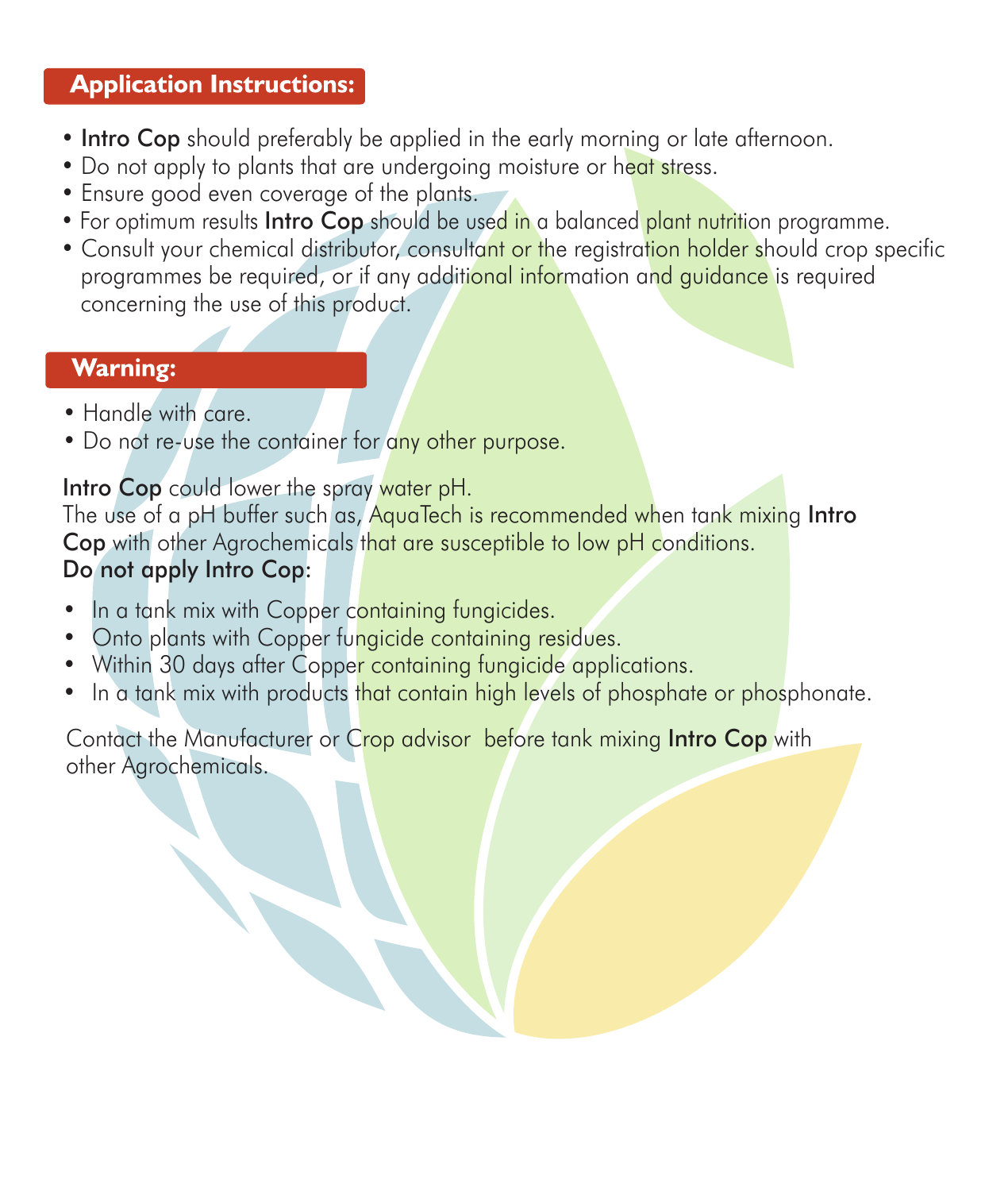## Application Instructions:

- **Intro Cop** should preferably be applied in the early morning or late afternoon.
- Do not apply to plants that are undergoing moisture or heat stress.
- Ensure good even coverage of the plants.
- For optimum results **Intro Cop** should be used in a balanced plant nutrition programme.
- Consult your chemical distributor, consultant or the registration holder should crop specific programmes be required, or if any additional information and guidance is required concerning the use of this product.

## Warning:

- Handle with care.
- Do not re-use the container for any other purpose.

**Intro Cop** could lower the spray water pH.
The use of a pH buffer such as, AquaTech is recommended when tank mixing **Intro Cop** with other Agrochemicals that are susceptible to low pH conditions.

**Do not apply Intro Cop**:

- In a tank mix with Copper containing fungicides.
- Onto plants with Copper fungicide containing residues.
- Within 30 days after Copper containing fungicide applications.
- In a tank mix with products that contain high levels of phosphate or phosphonate.

Contact the Manufacturer or Crop advisor before tank mixing **Intro Cop** with other Agrochemicals.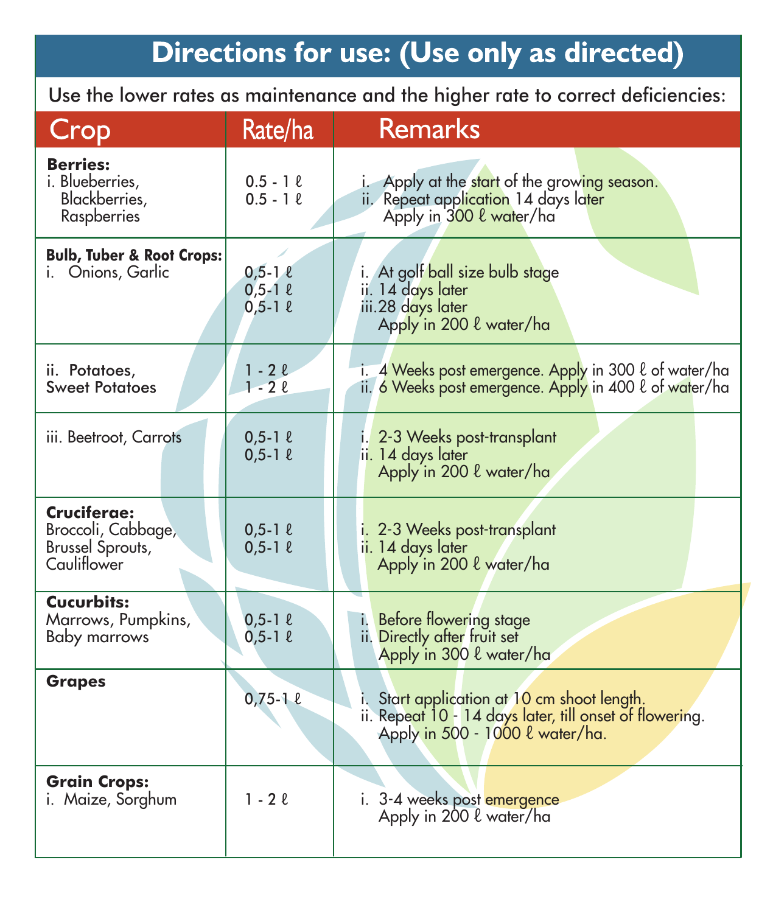## Directions for use: (Use only as directed)

Use the lower rates as maintenance and the higher rate to correct deficiencies:

| Crop | Rate/ha | Remarks |
|---|---|---|
| **Berries:**<br>i. Blueberries, Blackberries, Raspberries | 0.5 - 1 ℓ<br>0.5 - 1 ℓ | i. Apply at the start of the growing season.<br>ii. Repeat application 14 days later<br>Apply in 300 ℓ water/ha |
| **Bulb, Tuber & Root Crops:**<br>i. Onions, Garlic | 0,5-1 ℓ<br>0,5-1 ℓ<br>0,5-1 ℓ | i. At golf ball size bulb stage<br>ii. 14 days later<br>iii. 28 days later<br>Apply in 200 ℓ water/ha |
| ii. Potatoes, Sweet Potatoes | 1 - 2 ℓ<br>1 - 2 ℓ | i. 4 Weeks post emergence. Apply in 300 ℓ of water/ha<br>ii. 6 Weeks post emergence. Apply in 400 ℓ of water/ha |
| iii. Beetroot, Carrots | 0,5-1 ℓ<br>0,5-1 ℓ | i. 2-3 Weeks post-transplant<br>ii. 14 days later<br>Apply in 200 ℓ water/ha |
| **Cruciferae:**<br>Broccoli, Cabbage, Brussel Sprouts, Cauliflower | 0,5-1 ℓ<br>0,5-1 ℓ | i. 2-3 Weeks post-transplant<br>ii. 14 days later<br>Apply in 200 ℓ water/ha |
| **Cucurbits:**<br>Marrows, Pumpkins, Baby marrows | 0,5-1 ℓ<br>0,5-1 ℓ | i. Before flowering stage<br>ii. Directly after fruit set<br>Apply in 300 ℓ water/ha |
| **Grapes** | 0,75-1 ℓ | i. Start application at 10 cm shoot length.<br>ii. Repeat 10 - 14 days later, till onset of flowering.<br>Apply in 500 - 1000 ℓ water/ha. |
| **Grain Crops:**<br>i. Maize, Sorghum | 1 - 2 ℓ | i. 3-4 weeks post emergence<br>Apply in 200 ℓ water/ha |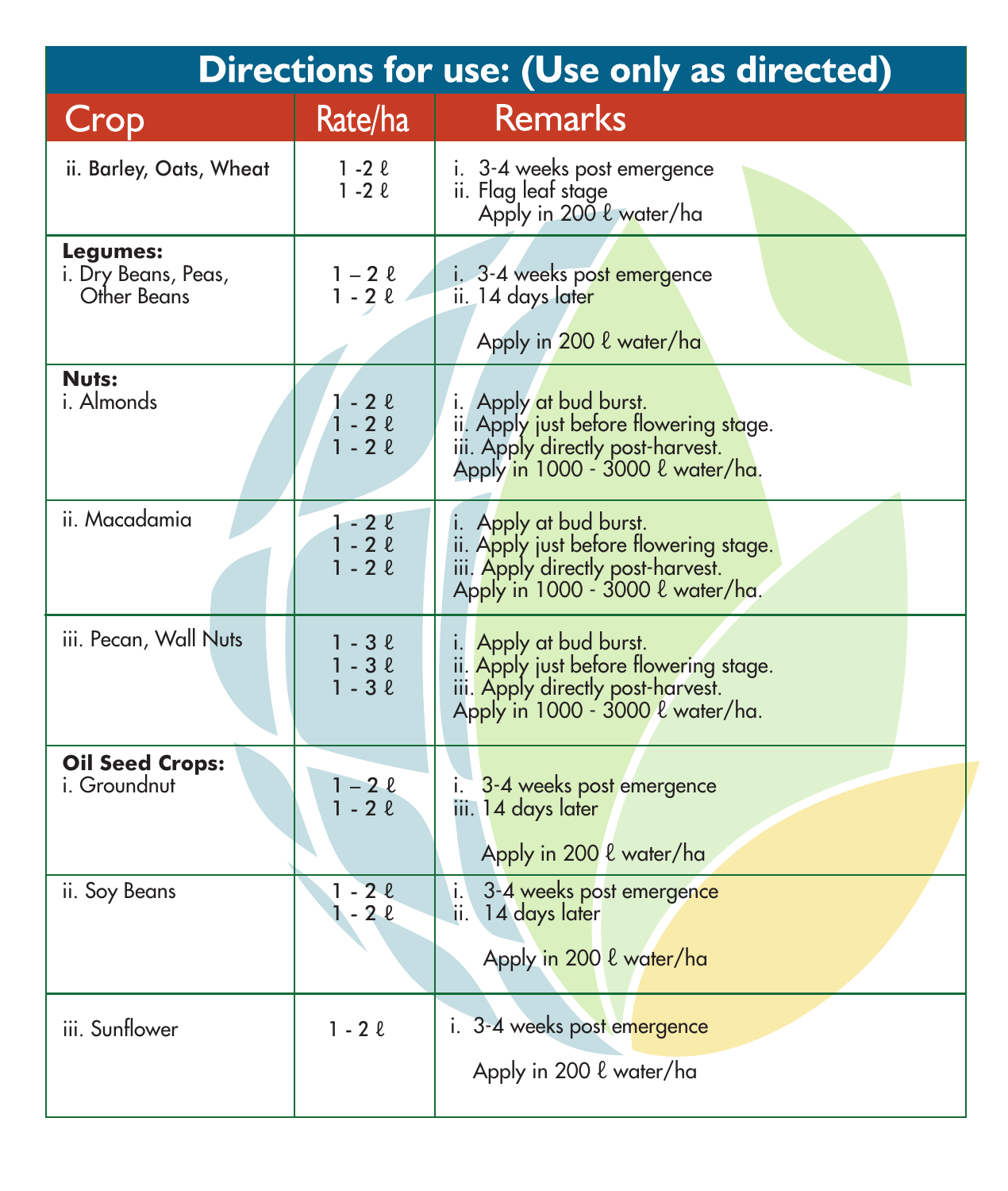## Directions for use: (Use only as directed)

| Crop | Rate/ha | Remarks |
|---|---|---|
| ii. Barley, Oats, Wheat | 1 -2 ℓ<br>1 -2 ℓ | i. 3-4 weeks post emergence<br>ii. Flag leaf stage<br>Apply in 200 ℓ water/ha |
| **Legumes:**<br>i. Dry Beans, Peas, Other Beans | 1 – 2 ℓ<br>1 - 2 ℓ | i. 3-4 weeks post emergence<br>ii. 14 days later<br>Apply in 200 ℓ water/ha |
| **Nuts:**<br>i. Almonds | 1 - 2 ℓ<br>1 - 2 ℓ<br>1 - 2 ℓ | i. Apply at bud burst.<br>ii. Apply just before flowering stage.<br>iii. Apply directly post-harvest.<br>Apply in 1000 - 3000 ℓ water/ha. |
| ii. Macadamia | 1 - 2 ℓ<br>1 - 2 ℓ<br>1 - 2 ℓ | i. Apply at bud burst.<br>ii. Apply just before flowering stage.<br>iii. Apply directly post-harvest.<br>Apply in 1000 - 3000 ℓ water/ha. |
| iii. Pecan, Wall Nuts | 1 - 3 ℓ<br>1 - 3 ℓ<br>1 - 3 ℓ | i. Apply at bud burst.<br>ii. Apply just before flowering stage.<br>iii. Apply directly post-harvest.<br>Apply in 1000 - 3000 ℓ water/ha. |
| **Oil Seed Crops:**<br>i. Groundnut | 1 – 2 ℓ<br>1 - 2 ℓ | i. 3-4 weeks post emergence<br>iii. 14 days later<br>Apply in 200 ℓ water/ha |
| ii. Soy Beans | 1 - 2 ℓ<br>1 - 2 ℓ | i. 3-4 weeks post emergence<br>ii. 14 days later<br>Apply in 200 ℓ water/ha |
| iii. Sunflower | 1 - 2 ℓ | i. 3-4 weeks post emergence<br>Apply in 200 ℓ water/ha |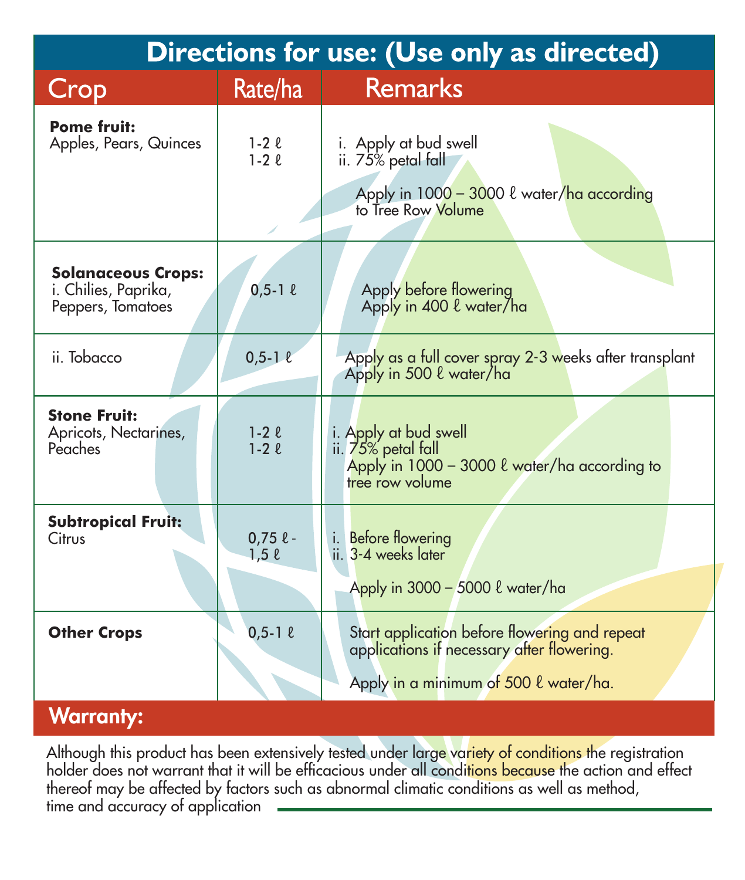## Directions for use: (Use only as directed)

| Crop | Rate/ha | Remarks |
|---|---|---|
| **Pome fruit:** Apples, Pears, Quinces | 1-2 ℓ<br>1-2 ℓ | i. Apply at bud swell<br>ii. 75% petal fall<br>Apply in 1000 – 3000 ℓ water/ha according to Tree Row Volume |
| **Solanaceous Crops:** i. Chilies, Paprika, Peppers, Tomatoes | 0,5-1 ℓ | Apply before flowering<br>Apply in 400 ℓ water/ha |
| ii. Tobacco | 0,5-1 ℓ | Apply as a full cover spray 2-3 weeks after transplant<br>Apply in 500 ℓ water/ha |
| **Stone Fruit:** Apricots, Nectarines, Peaches | 1-2 ℓ<br>1-2 ℓ | i. Apply at bud swell<br>ii. 75% petal fall<br>Apply in 1000 – 3000 ℓ water/ha according to tree row volume |
| **Subtropical Fruit:** Citrus | 0,75 ℓ - 1,5 ℓ | i. Before flowering<br>ii. 3-4 weeks later<br>Apply in 3000 – 5000 ℓ water/ha |
| **Other Crops** | 0,5-1 ℓ | Start application before flowering and repeat applications if necessary after flowering.<br>Apply in a minimum of 500 ℓ water/ha. |

## Warranty:

Although this product has been extensively tested under large variety of conditions the registration holder does not warrant that it will be efficacious under all conditions because the action and effect thereof may be affected by factors such as abnormal climatic conditions as well as method, time and accuracy of application